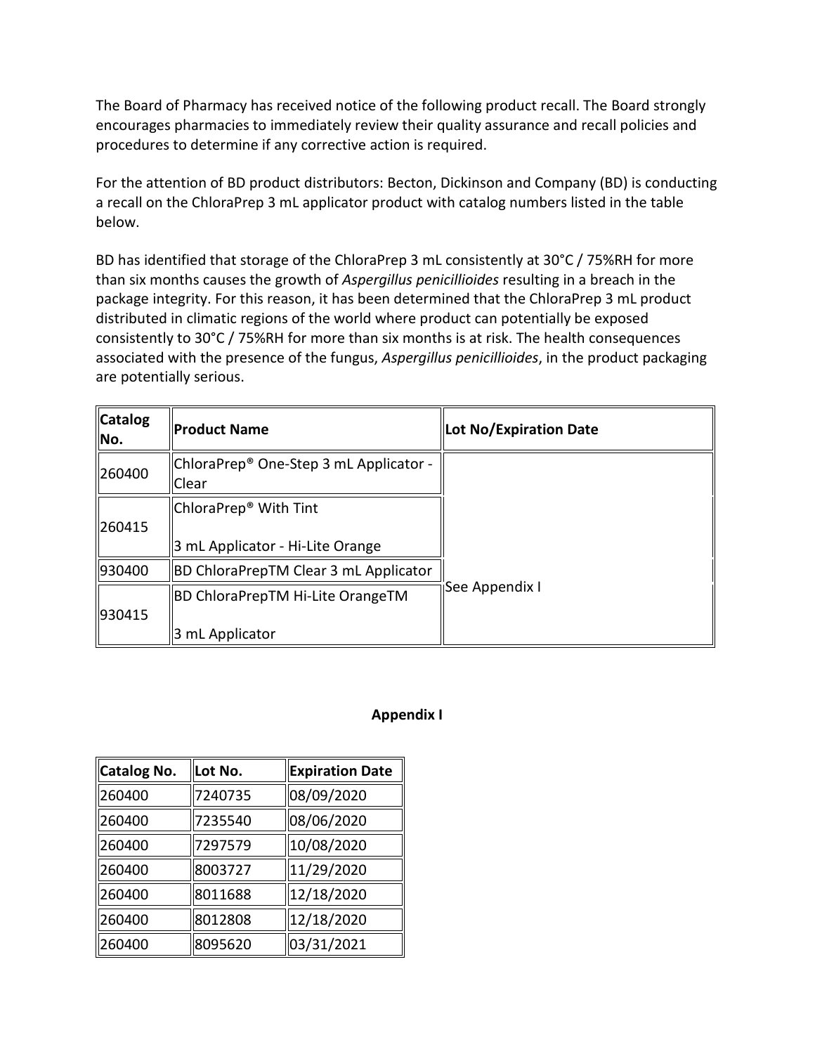The Board of Pharmacy has received notice of the following product recall. The Board strongly encourages pharmacies to immediately review their quality assurance and recall policies and procedures to determine if any corrective action is required.

For the attention of BD product distributors: Becton, Dickinson and Company (BD) is conducting a recall on the ChloraPrep 3 mL applicator product with catalog numbers listed in the table below.

BD has identified that storage of the ChloraPrep 3 mL consistently at 30°C / 75%RH for more than six months causes the growth of *Aspergillus penicillioides* resulting in a breach in the package integrity. For this reason, it has been determined that the ChloraPrep 3 mL product distributed in climatic regions of the world where product can potentially be exposed consistently to 30°C / 75%RH for more than six months is at risk. The health consequences associated with the presence of the fungus, *Aspergillus penicillioides*, in the product packaging are potentially serious.

| Catalog No. | Product Name | Lot No/Expiration Date |
|---|---|---|
| 260400 | ChloraPrep® One-Step 3 mL Applicator - Clear | See Appendix I |
| 260415 | ChloraPrep® With Tint<br>3 mL Applicator - Hi-Lite Orange | |
| 930400 | BD ChloraPrepTM Clear 3 mL Applicator | |
| 930415 | BD ChloraPrepTM Hi-Lite OrangeTM<br>3 mL Applicator | |

**Appendix I**

| Catalog No. | Lot No. | Expiration Date |
|---|---|---|
| 260400 | 7240735 | 08/09/2020 |
| 260400 | 7235540 | 08/06/2020 |
| 260400 | 7297579 | 10/08/2020 |
| 260400 | 8003727 | 11/29/2020 |
| 260400 | 8011688 | 12/18/2020 |
| 260400 | 8012808 | 12/18/2020 |
| 260400 | 8095620 | 03/31/2021 |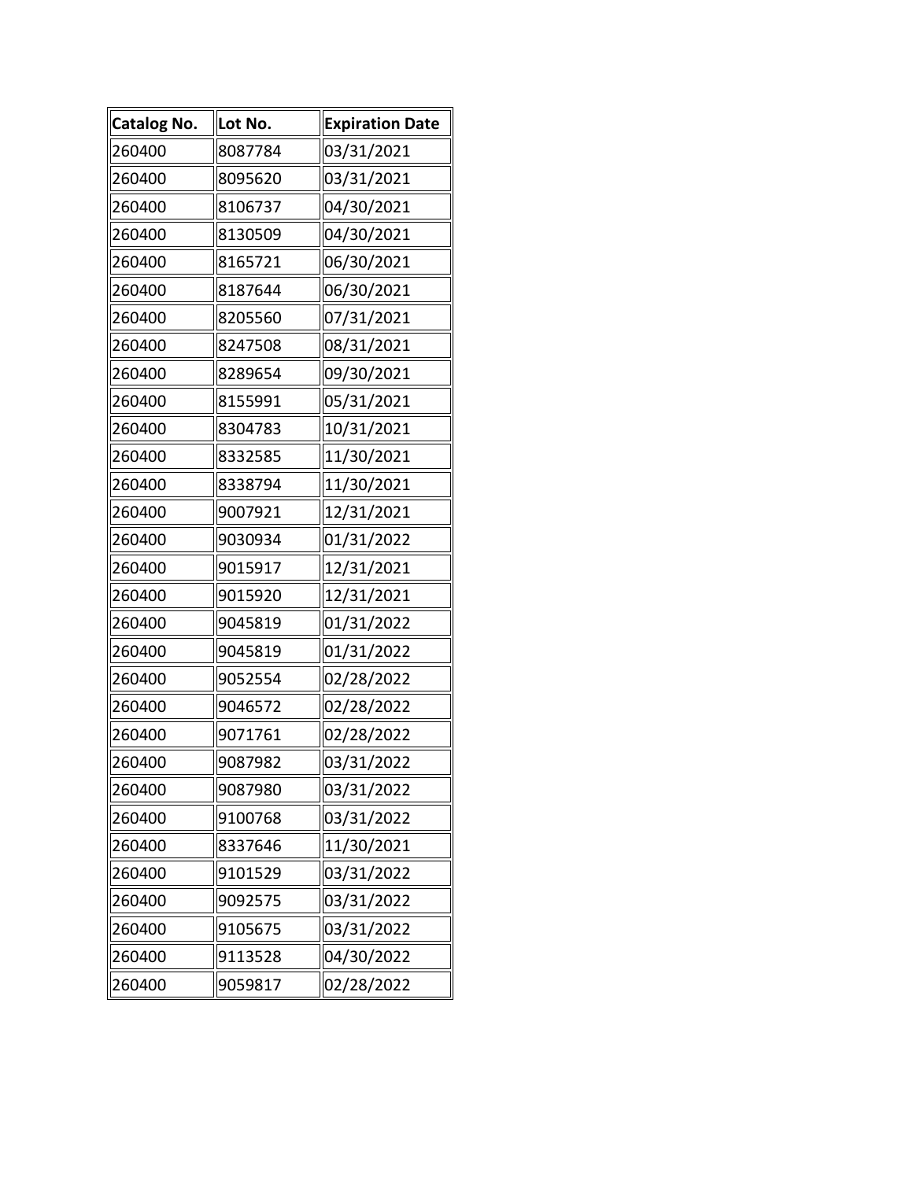| Catalog No. | Lot No. | Expiration Date |
|---|---|---|
| 260400 | 8087784 | 03/31/2021 |
| 260400 | 8095620 | 03/31/2021 |
| 260400 | 8106737 | 04/30/2021 |
| 260400 | 8130509 | 04/30/2021 |
| 260400 | 8165721 | 06/30/2021 |
| 260400 | 8187644 | 06/30/2021 |
| 260400 | 8205560 | 07/31/2021 |
| 260400 | 8247508 | 08/31/2021 |
| 260400 | 8289654 | 09/30/2021 |
| 260400 | 8155991 | 05/31/2021 |
| 260400 | 8304783 | 10/31/2021 |
| 260400 | 8332585 | 11/30/2021 |
| 260400 | 8338794 | 11/30/2021 |
| 260400 | 9007921 | 12/31/2021 |
| 260400 | 9030934 | 01/31/2022 |
| 260400 | 9015917 | 12/31/2021 |
| 260400 | 9015920 | 12/31/2021 |
| 260400 | 9045819 | 01/31/2022 |
| 260400 | 9045819 | 01/31/2022 |
| 260400 | 9052554 | 02/28/2022 |
| 260400 | 9046572 | 02/28/2022 |
| 260400 | 9071761 | 02/28/2022 |
| 260400 | 9087982 | 03/31/2022 |
| 260400 | 9087980 | 03/31/2022 |
| 260400 | 9100768 | 03/31/2022 |
| 260400 | 8337646 | 11/30/2021 |
| 260400 | 9101529 | 03/31/2022 |
| 260400 | 9092575 | 03/31/2022 |
| 260400 | 9105675 | 03/31/2022 |
| 260400 | 9113528 | 04/30/2022 |
| 260400 | 9059817 | 02/28/2022 |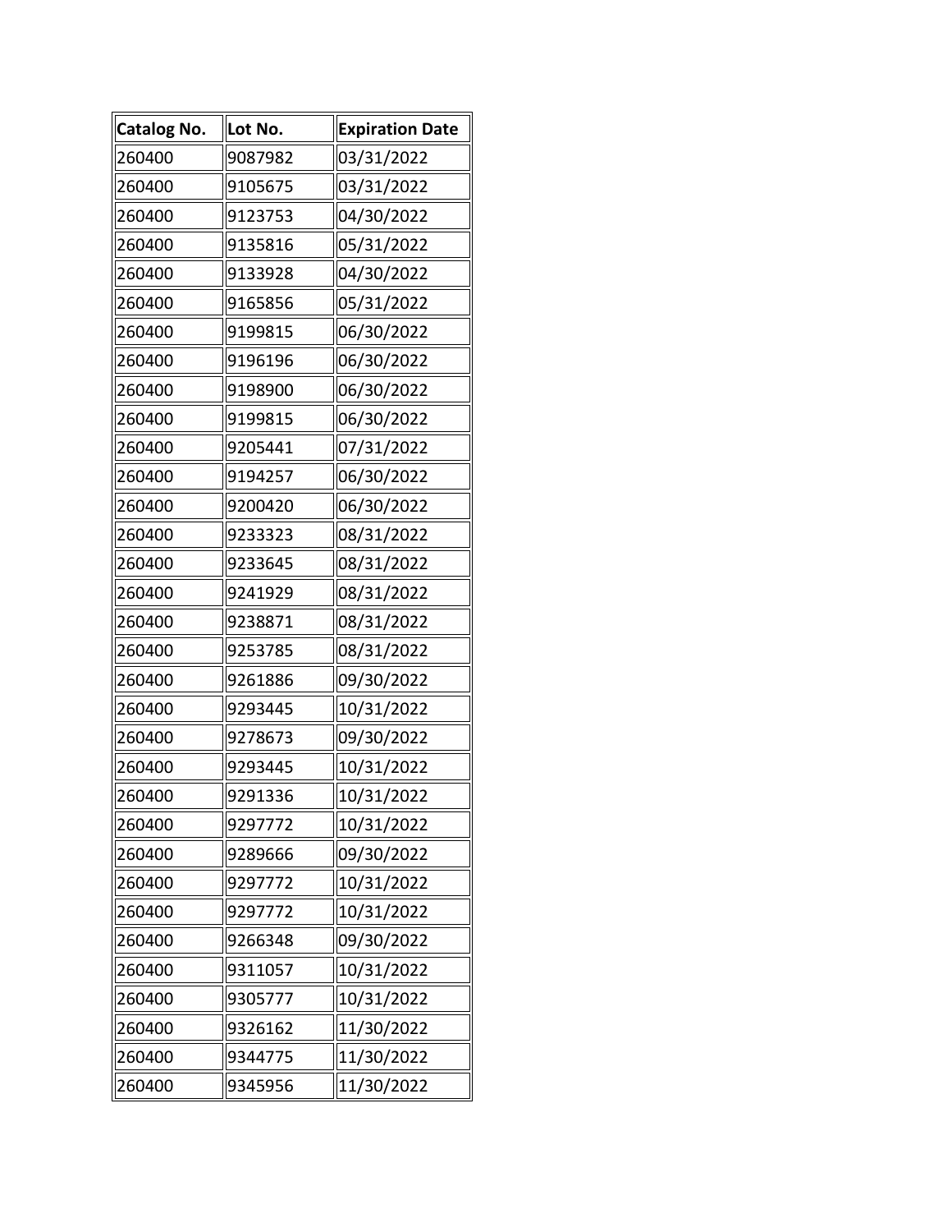| Catalog No. | Lot No. | Expiration Date |
| --- | --- | --- |
| 260400 | 9087982 | 03/31/2022 |
| 260400 | 9105675 | 03/31/2022 |
| 260400 | 9123753 | 04/30/2022 |
| 260400 | 9135816 | 05/31/2022 |
| 260400 | 9133928 | 04/30/2022 |
| 260400 | 9165856 | 05/31/2022 |
| 260400 | 9199815 | 06/30/2022 |
| 260400 | 9196196 | 06/30/2022 |
| 260400 | 9198900 | 06/30/2022 |
| 260400 | 9199815 | 06/30/2022 |
| 260400 | 9205441 | 07/31/2022 |
| 260400 | 9194257 | 06/30/2022 |
| 260400 | 9200420 | 06/30/2022 |
| 260400 | 9233323 | 08/31/2022 |
| 260400 | 9233645 | 08/31/2022 |
| 260400 | 9241929 | 08/31/2022 |
| 260400 | 9238871 | 08/31/2022 |
| 260400 | 9253785 | 08/31/2022 |
| 260400 | 9261886 | 09/30/2022 |
| 260400 | 9293445 | 10/31/2022 |
| 260400 | 9278673 | 09/30/2022 |
| 260400 | 9293445 | 10/31/2022 |
| 260400 | 9291336 | 10/31/2022 |
| 260400 | 9297772 | 10/31/2022 |
| 260400 | 9289666 | 09/30/2022 |
| 260400 | 9297772 | 10/31/2022 |
| 260400 | 9297772 | 10/31/2022 |
| 260400 | 9266348 | 09/30/2022 |
| 260400 | 9311057 | 10/31/2022 |
| 260400 | 9305777 | 10/31/2022 |
| 260400 | 9326162 | 11/30/2022 |
| 260400 | 9344775 | 11/30/2022 |
| 260400 | 9345956 | 11/30/2022 |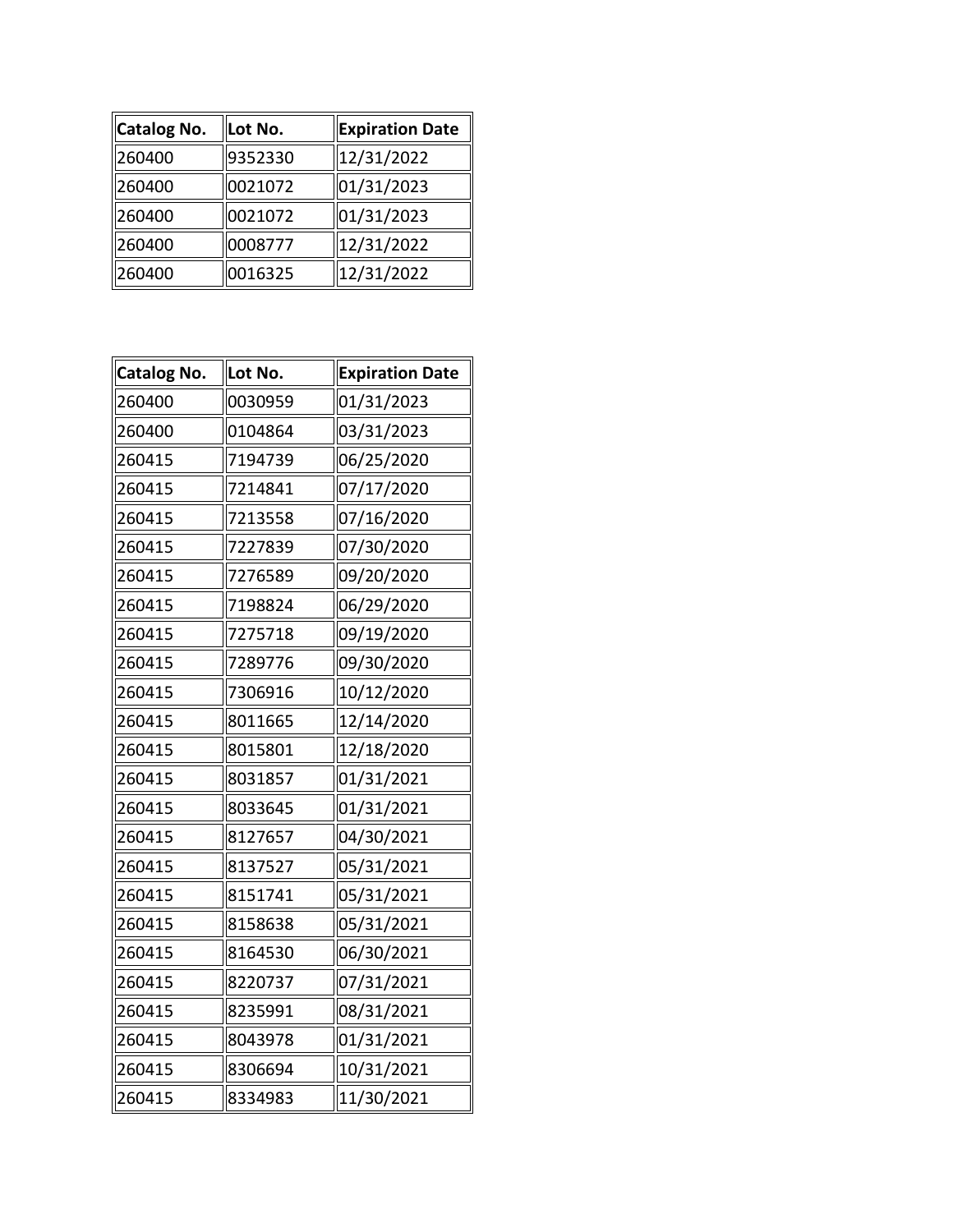| Catalog No. | Lot No. | Expiration Date |
| --- | --- | --- |
| 260400 | 9352330 | 12/31/2022 |
| 260400 | 0021072 | 01/31/2023 |
| 260400 | 0021072 | 01/31/2023 |
| 260400 | 0008777 | 12/31/2022 |
| 260400 | 0016325 | 12/31/2022 |

| Catalog No. | Lot No. | Expiration Date |
| --- | --- | --- |
| 260400 | 0030959 | 01/31/2023 |
| 260400 | 0104864 | 03/31/2023 |
| 260415 | 7194739 | 06/25/2020 |
| 260415 | 7214841 | 07/17/2020 |
| 260415 | 7213558 | 07/16/2020 |
| 260415 | 7227839 | 07/30/2020 |
| 260415 | 7276589 | 09/20/2020 |
| 260415 | 7198824 | 06/29/2020 |
| 260415 | 7275718 | 09/19/2020 |
| 260415 | 7289776 | 09/30/2020 |
| 260415 | 7306916 | 10/12/2020 |
| 260415 | 8011665 | 12/14/2020 |
| 260415 | 8015801 | 12/18/2020 |
| 260415 | 8031857 | 01/31/2021 |
| 260415 | 8033645 | 01/31/2021 |
| 260415 | 8127657 | 04/30/2021 |
| 260415 | 8137527 | 05/31/2021 |
| 260415 | 8151741 | 05/31/2021 |
| 260415 | 8158638 | 05/31/2021 |
| 260415 | 8164530 | 06/30/2021 |
| 260415 | 8220737 | 07/31/2021 |
| 260415 | 8235991 | 08/31/2021 |
| 260415 | 8043978 | 01/31/2021 |
| 260415 | 8306694 | 10/31/2021 |
| 260415 | 8334983 | 11/30/2021 |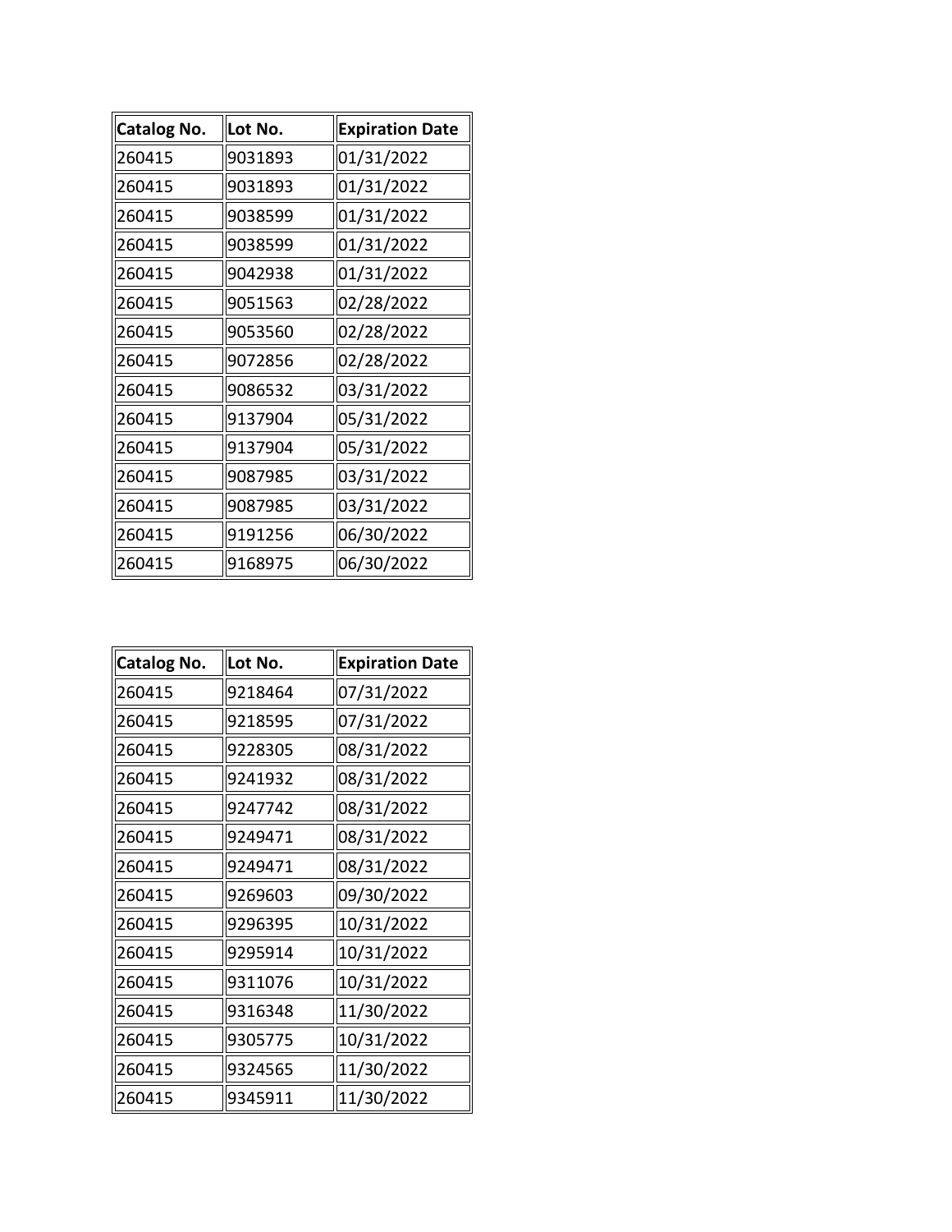| Catalog No. | Lot No. | Expiration Date |
|---|---|---|
| 260415 | 9031893 | 01/31/2022 |
| 260415 | 9031893 | 01/31/2022 |
| 260415 | 9038599 | 01/31/2022 |
| 260415 | 9038599 | 01/31/2022 |
| 260415 | 9042938 | 01/31/2022 |
| 260415 | 9051563 | 02/28/2022 |
| 260415 | 9053560 | 02/28/2022 |
| 260415 | 9072856 | 02/28/2022 |
| 260415 | 9086532 | 03/31/2022 |
| 260415 | 9137904 | 05/31/2022 |
| 260415 | 9137904 | 05/31/2022 |
| 260415 | 9087985 | 03/31/2022 |
| 260415 | 9087985 | 03/31/2022 |
| 260415 | 9191256 | 06/30/2022 |
| 260415 | 9168975 | 06/30/2022 |

| Catalog No. | Lot No. | Expiration Date |
|---|---|---|
| 260415 | 9218464 | 07/31/2022 |
| 260415 | 9218595 | 07/31/2022 |
| 260415 | 9228305 | 08/31/2022 |
| 260415 | 9241932 | 08/31/2022 |
| 260415 | 9247742 | 08/31/2022 |
| 260415 | 9249471 | 08/31/2022 |
| 260415 | 9249471 | 08/31/2022 |
| 260415 | 9269603 | 09/30/2022 |
| 260415 | 9296395 | 10/31/2022 |
| 260415 | 9295914 | 10/31/2022 |
| 260415 | 9311076 | 10/31/2022 |
| 260415 | 9316348 | 11/30/2022 |
| 260415 | 9305775 | 10/31/2022 |
| 260415 | 9324565 | 11/30/2022 |
| 260415 | 9345911 | 11/30/2022 |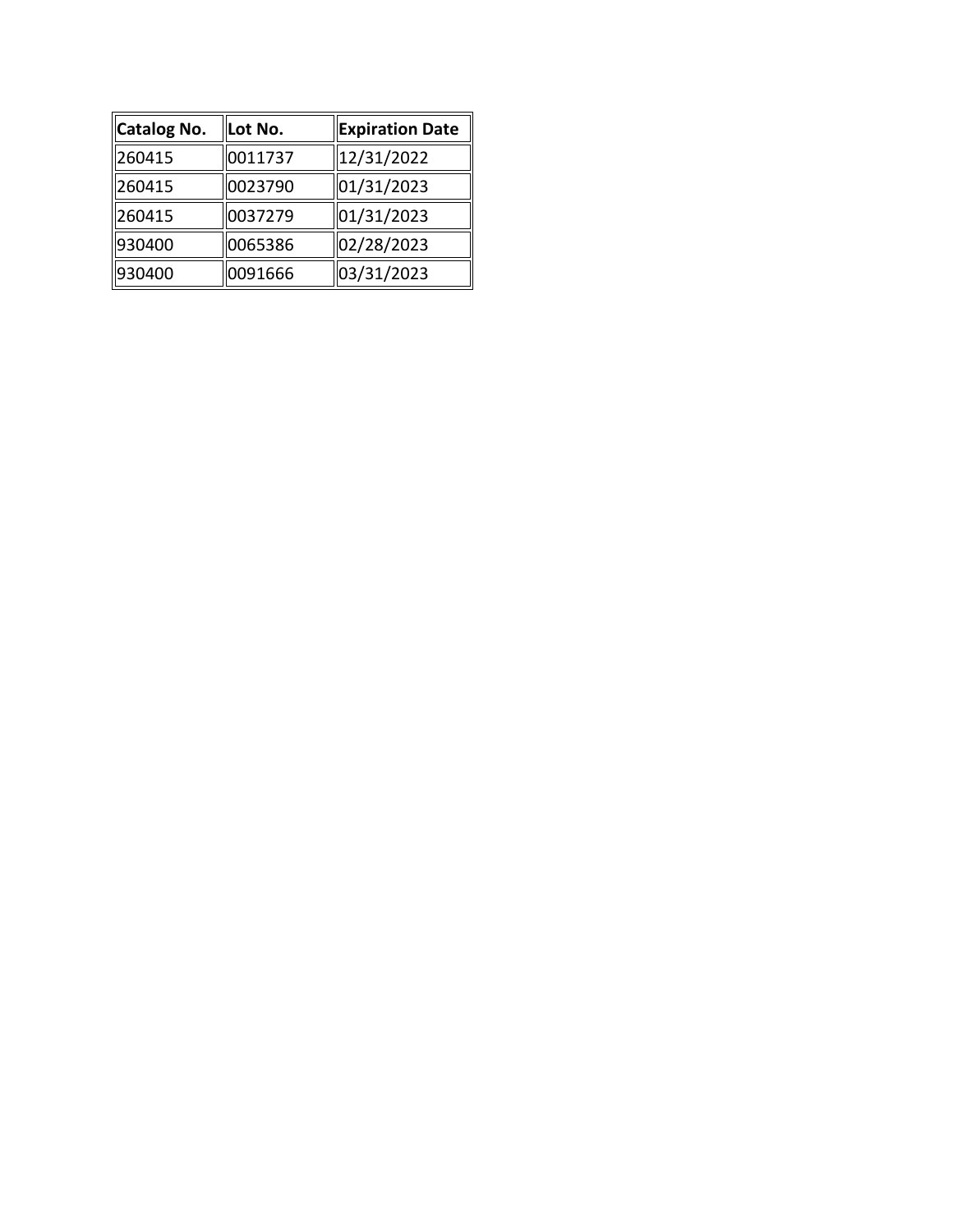| Catalog No. | Lot No. | Expiration Date |
| --- | --- | --- |
| 260415 | 0011737 | 12/31/2022 |
| 260415 | 0023790 | 01/31/2023 |
| 260415 | 0037279 | 01/31/2023 |
| 930400 | 0065386 | 02/28/2023 |
| 930400 | 0091666 | 03/31/2023 |